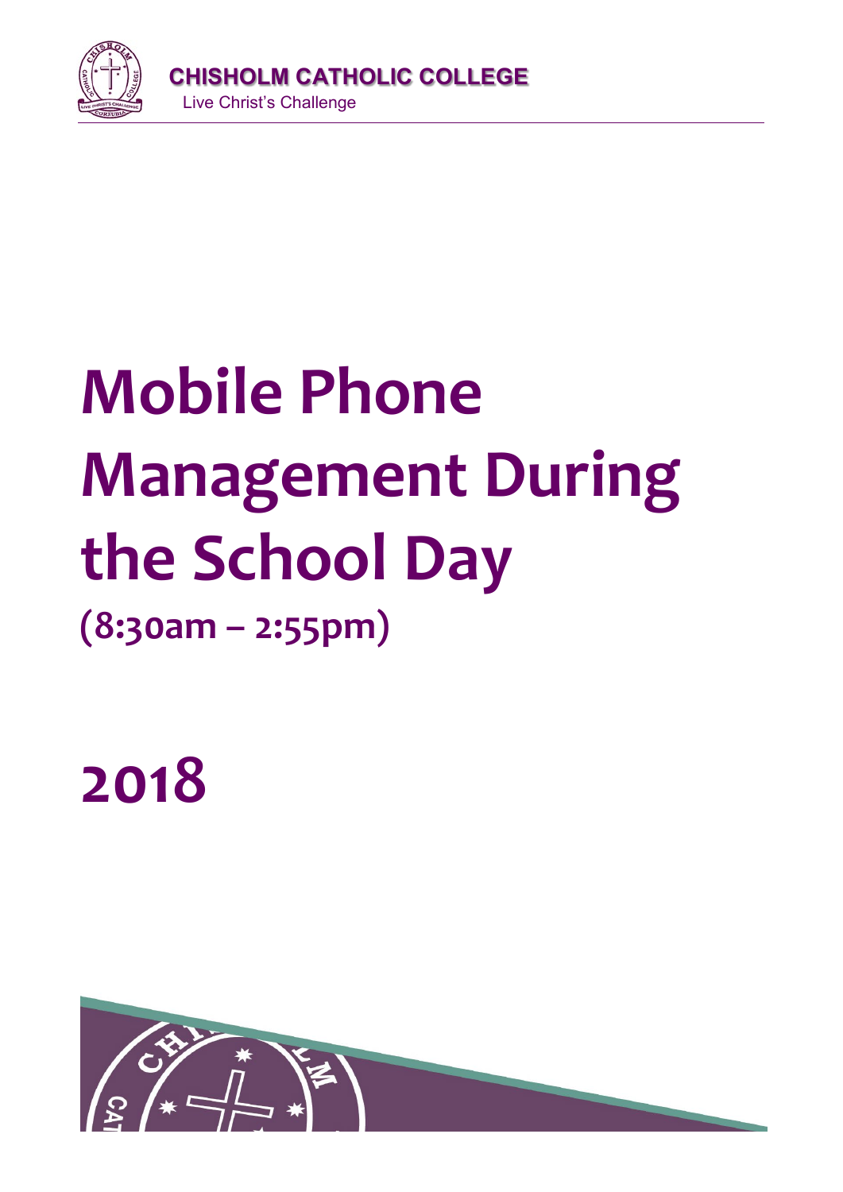**CHISHOLM CATHOLIC COLLEGE**

Live Christ's Challenge

# Mobile Phone Management During the School Day

## (8:30am – 2:55pm)

# 2018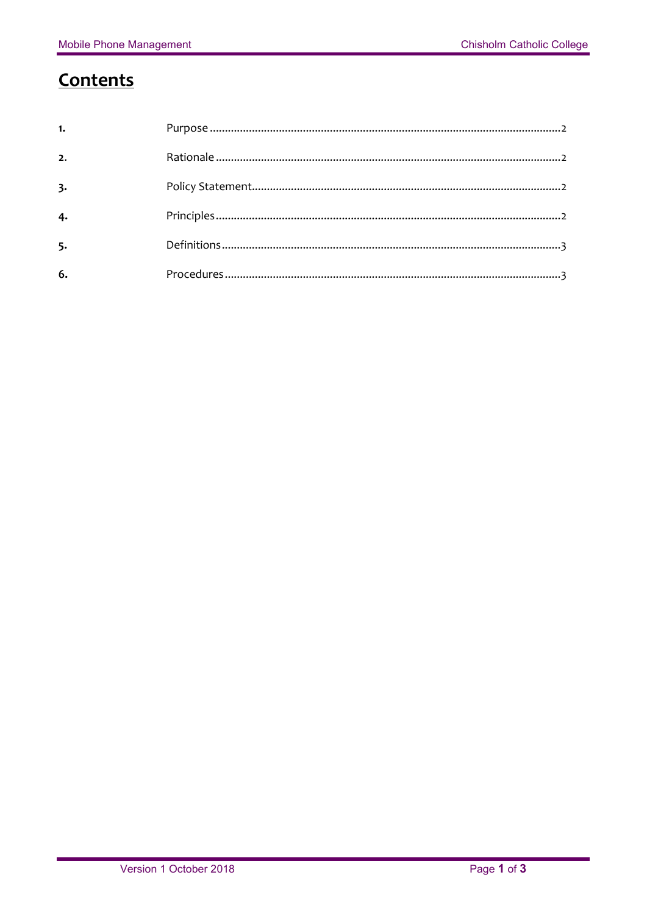# Contents

| | | |
|---|---|---|
| 1. | Purpose | 2 |
| 2. | Rationale | 2 |
| 3. | Policy Statement | 2 |
| 4. | Principles | 2 |
| 5. | Definitions | 3 |
| 6. | Procedures | 3 |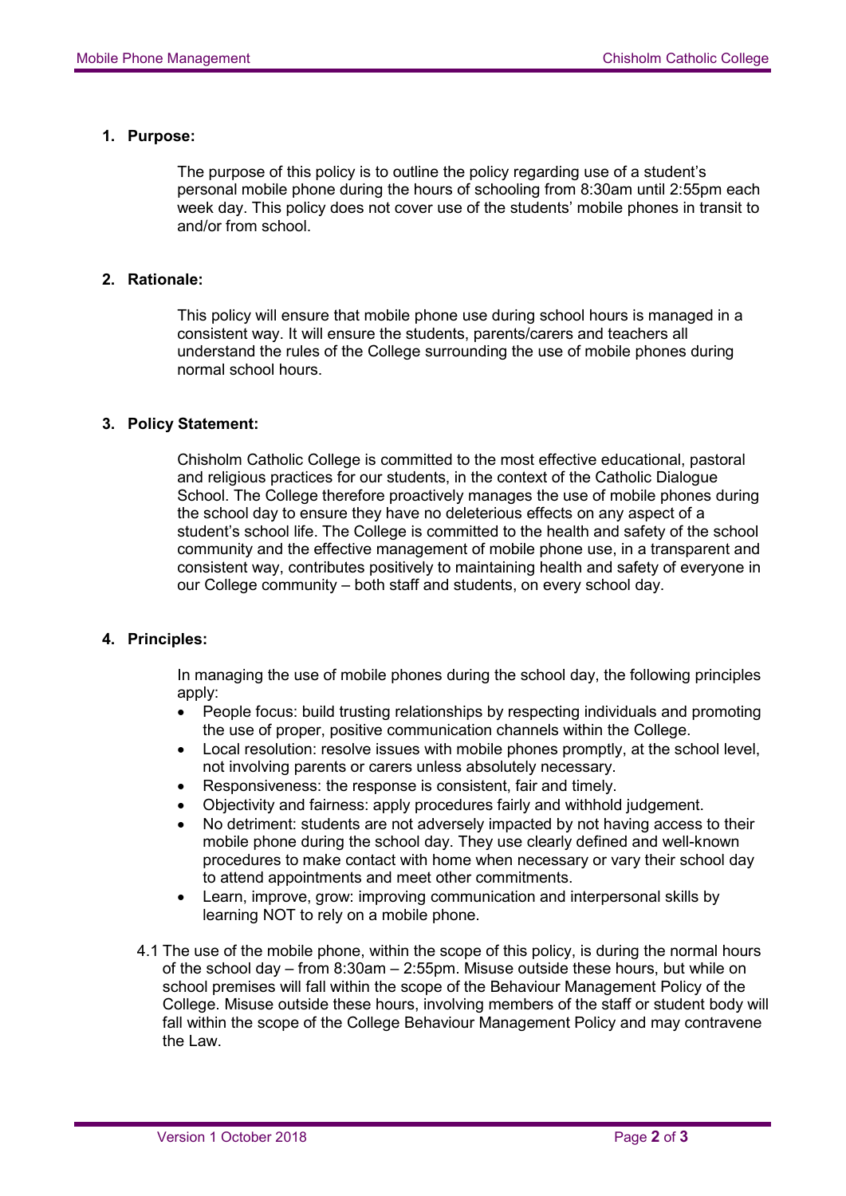1. **Purpose:**

   The purpose of this policy is to outline the policy regarding use of a student's personal mobile phone during the hours of schooling from 8:30am until 2:55pm each week day. This policy does not cover use of the students' mobile phones in transit to and/or from school.

2. **Rationale:**

   This policy will ensure that mobile phone use during school hours is managed in a consistent way. It will ensure the students, parents/carers and teachers all understand the rules of the College surrounding the use of mobile phones during normal school hours.

3. **Policy Statement:**

   Chisholm Catholic College is committed to the most effective educational, pastoral and religious practices for our students, in the context of the Catholic Dialogue School. The College therefore proactively manages the use of mobile phones during the school day to ensure they have no deleterious effects on any aspect of a student's school life. The College is committed to the health and safety of the school community and the effective management of mobile phone use, in a transparent and consistent way, contributes positively to maintaining health and safety of everyone in our College community – both staff and students, on every school day.

4. **Principles:**

   In managing the use of mobile phones during the school day, the following principles apply:

   - People focus: build trusting relationships by respecting individuals and promoting the use of proper, positive communication channels within the College.
   - Local resolution: resolve issues with mobile phones promptly, at the school level, not involving parents or carers unless absolutely necessary.
   - Responsiveness: the response is consistent, fair and timely.
   - Objectivity and fairness: apply procedures fairly and withhold judgement.
   - No detriment: students are not adversely impacted by not having access to their mobile phone during the school day. They use clearly defined and well-known procedures to make contact with home when necessary or vary their school day to attend appointments and meet other commitments.
   - Learn, improve, grow: improving communication and interpersonal skills by learning NOT to rely on a mobile phone.

4.1 The use of the mobile phone, within the scope of this policy, is during the normal hours of the school day – from 8:30am – 2:55pm. Misuse outside these hours, but while on school premises will fall within the scope of the Behaviour Management Policy of the College. Misuse outside these hours, involving members of the staff or student body will fall within the scope of the College Behaviour Management Policy and may contravene the Law.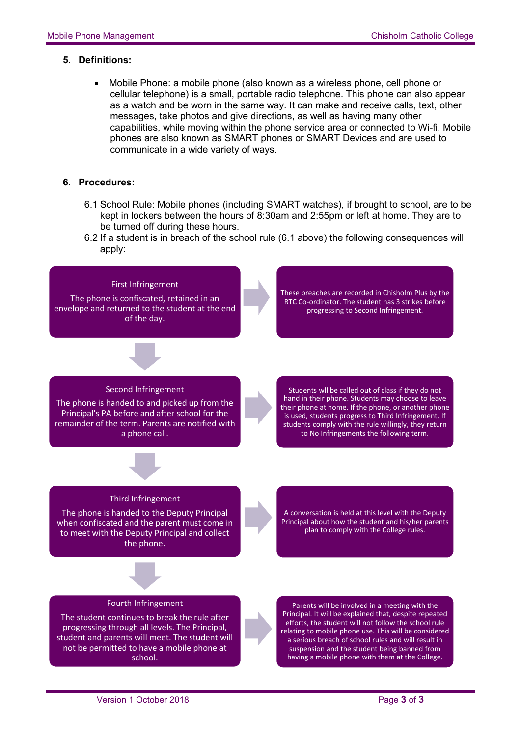## 5. Definitions:

- Mobile Phone: a mobile phone (also known as a wireless phone, cell phone or cellular telephone) is a small, portable radio telephone. This phone can also appear as a watch and be worn in the same way. It can make and receive calls, text, other messages, take photos and give directions, as well as having many other capabilities, while moving within the phone service area or connected to Wi-fi. Mobile phones are also known as SMART phones or SMART Devices and are used to communicate in a wide variety of ways.

## 6. Procedures:

6.1 School Rule: Mobile phones (including SMART watches), if brought to school, are to be kept in lockers between the hours of 8:30am and 2:55pm or left at home. They are to be turned off during these hours.

6.2 If a student is in breach of the school rule (6.1 above) the following consequences will apply:

**First Infringement**

The phone is confiscated, retained in an envelope and returned to the student at the end of the day.

These breaches are recorded in Chisholm Plus by the RTC Co-ordinator. The student has 3 strikes before progressing to Second Infringement.

**Second Infringement**

The phone is handed to and picked up from the Principal's PA before and after school for the remainder of the term. Parents are notified with a phone call.

Students wll be called out of class if they do not hand in their phone. Students may choose to leave their phone at home. If the phone, or another phone is used, students progress to Third Infringement. If students comply with the rule willingly, they return to No Infringements the following term.

**Third Infringement**

The phone is handed to the Deputy Principal when confiscated and the parent must come in to meet with the Deputy Principal and collect the phone.

A conversation is held at this level with the Deputy Principal about how the student and his/her parents plan to comply with the College rules.

**Fourth Infringement**

The student continues to break the rule after progressing through all levels. The Principal, student and parents will meet. The student will not be permitted to have a mobile phone at school.

Parents will be involved in a meeting with the Principal. It will be explained that, despite repeated efforts, the student will not follow the school rule relating to mobile phone use. This will be considered a serious breach of school rules and will result in suspension and the student being banned from having a mobile phone with them at the College.

Version 1 October 2018